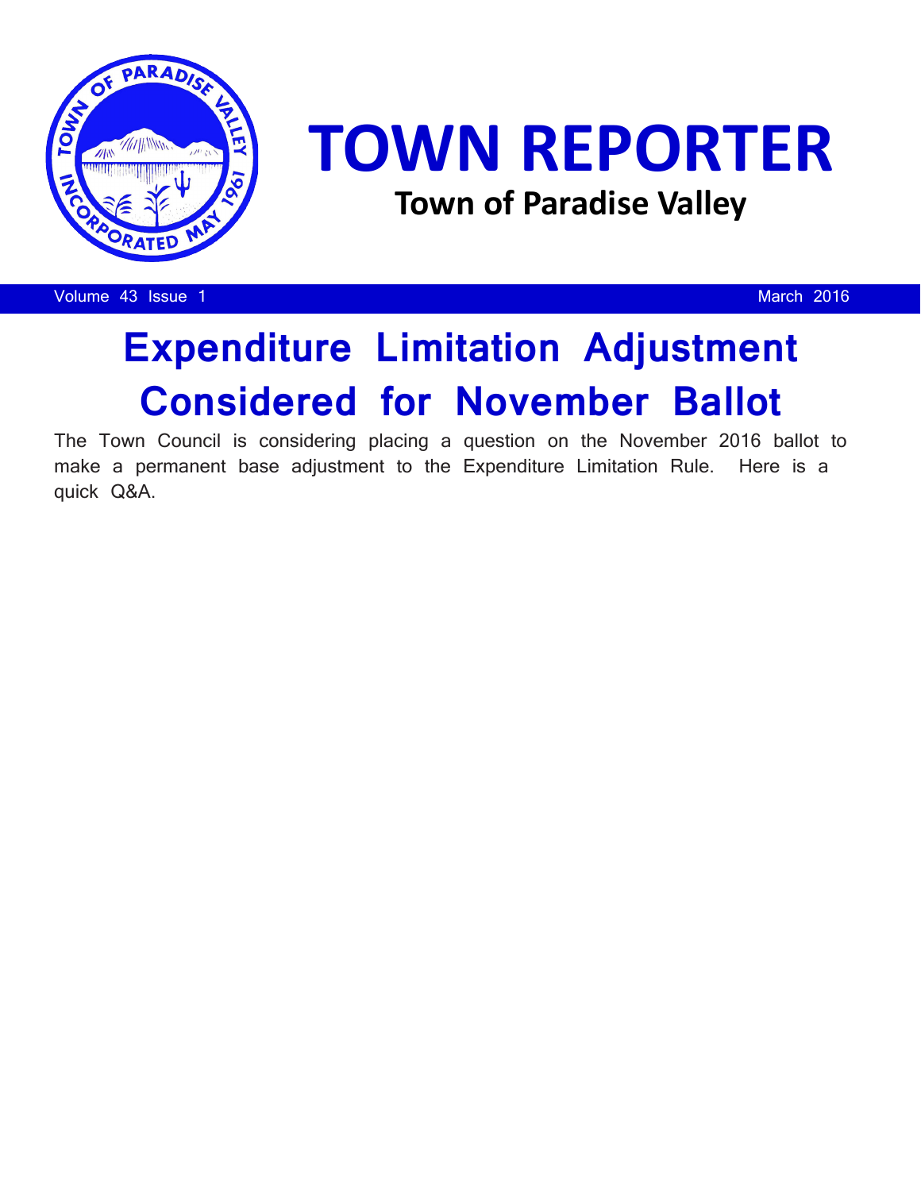# TOWN REPORTER

## Town of Paradise Valley

Volume 43 Issue 1 — March 2016

# Expenditure Limitation Adjustment Considered for November Ballot

The Town Council is considering placing a question on the November 2016 ballot to make a permanent base adjustment to the Expenditure Limitation Rule. Here is a quick Q&A.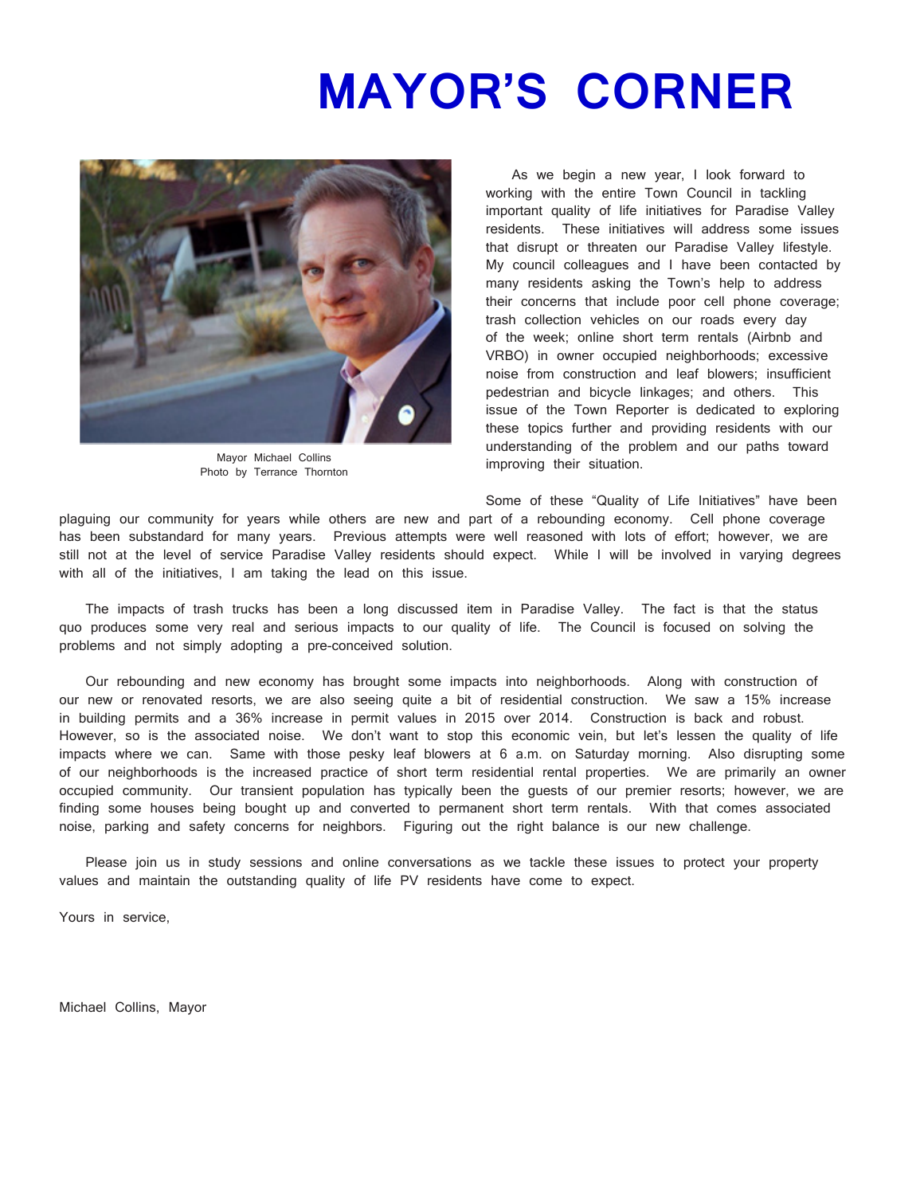# MAYOR'S CORNER

Mayor Michael Collins
Photo by Terrance Thornton

As we begin a new year, I look forward to working with the entire Town Council in tackling important quality of life initiatives for Paradise Valley residents. These initiatives will address some issues that disrupt or threaten our Paradise Valley lifestyle. My council colleagues and I have been contacted by many residents asking the Town's help to address their concerns that include poor cell phone coverage; trash collection vehicles on our roads every day of the week; online short term rentals (Airbnb and VRBO) in owner occupied neighborhoods; excessive noise from construction and leaf blowers; insufficient pedestrian and bicycle linkages; and others. This issue of the Town Reporter is dedicated to exploring these topics further and providing residents with our understanding of the problem and our paths toward improving their situation.

Some of these "Quality of Life Initiatives" have been plaguing our community for years while others are new and part of a rebounding economy. Cell phone coverage has been substandard for many years. Previous attempts were well reasoned with lots of effort; however, we are still not at the level of service Paradise Valley residents should expect. While I will be involved in varying degrees with all of the initiatives, I am taking the lead on this issue.

The impacts of trash trucks has been a long discussed item in Paradise Valley. The fact is that the status quo produces some very real and serious impacts to our quality of life. The Council is focused on solving the problems and not simply adopting a pre-conceived solution.

Our rebounding and new economy has brought some impacts into neighborhoods. Along with construction of our new or renovated resorts, we are also seeing quite a bit of residential construction. We saw a 15% increase in building permits and a 36% increase in permit values in 2015 over 2014. Construction is back and robust. However, so is the associated noise. We don't want to stop this economic vein, but let's lessen the quality of life impacts where we can. Same with those pesky leaf blowers at 6 a.m. on Saturday morning. Also disrupting some of our neighborhoods is the increased practice of short term residential rental properties. We are primarily an owner occupied community. Our transient population has typically been the guests of our premier resorts; however, we are finding some houses being bought up and converted to permanent short term rentals. With that comes associated noise, parking and safety concerns for neighbors. Figuring out the right balance is our new challenge.

Please join us in study sessions and online conversations as we tackle these issues to protect your property values and maintain the outstanding quality of life PV residents have come to expect.

Yours in service,

Michael Collins, Mayor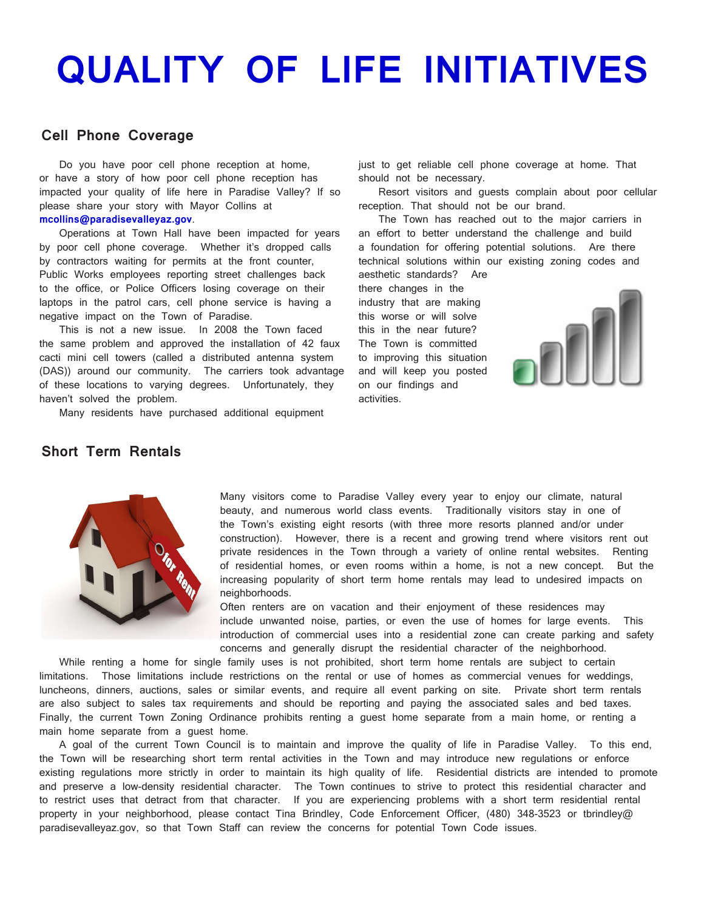# QUALITY OF LIFE INITIATIVES

## Cell Phone Coverage

Do you have poor cell phone reception at home, or have a story of how poor cell phone reception has impacted your quality of life here in Paradise Valley? If so please share your story with Mayor Collins at **mcollins@paradisevalleyaz.gov**.

Operations at Town Hall have been impacted for years by poor cell phone coverage. Whether it's dropped calls by contractors waiting for permits at the front counter, Public Works employees reporting street challenges back to the office, or Police Officers losing coverage on their laptops in the patrol cars, cell phone service is having a negative impact on the Town of Paradise.

This is not a new issue. In 2008 the Town faced the same problem and approved the installation of 42 faux cacti mini cell towers (called a distributed antenna system (DAS)) around our community. The carriers took advantage of these locations to varying degrees. Unfortunately, they haven't solved the problem.

Many residents have purchased additional equipment just to get reliable cell phone coverage at home. That should not be necessary.

Resort visitors and guests complain about poor cellular reception. That should not be our brand.

The Town has reached out to the major carriers in an effort to better understand the challenge and build a foundation for offering potential solutions. Are there technical solutions within our existing zoning codes and aesthetic standards? Are there changes in the industry that are making this worse or will solve this in the near future? The Town is committed to improving this situation and will keep you posted on our findings and activities.

## Short Term Rentals

Many visitors come to Paradise Valley every year to enjoy our climate, natural beauty, and numerous world class events. Traditionally visitors stay in one of the Town's existing eight resorts (with three more resorts planned and/or under construction). However, there is a recent and growing trend where visitors rent out private residences in the Town through a variety of online rental websites. Renting of residential homes, or even rooms within a home, is not a new concept. But the increasing popularity of short term home rentals may lead to undesired impacts on neighborhoods.

Often renters are on vacation and their enjoyment of these residences may include unwanted noise, parties, or even the use of homes for large events. This introduction of commercial uses into a residential zone can create parking and safety concerns and generally disrupt the residential character of the neighborhood.

While renting a home for single family uses is not prohibited, short term home rentals are subject to certain limitations. Those limitations include restrictions on the rental or use of homes as commercial venues for weddings, luncheons, dinners, auctions, sales or similar events, and require all event parking on site. Private short term rentals are also subject to sales tax requirements and should be reporting and paying the associated sales and bed taxes. Finally, the current Town Zoning Ordinance prohibits renting a guest home separate from a main home, or renting a main home separate from a guest home.

A goal of the current Town Council is to maintain and improve the quality of life in Paradise Valley. To this end, the Town will be researching short term rental activities in the Town and may introduce new regulations or enforce existing regulations more strictly in order to maintain its high quality of life. Residential districts are intended to promote and preserve a low-density residential character. The Town continues to strive to protect this residential character and to restrict uses that detract from that character. If you are experiencing problems with a short term residential rental property in your neighborhood, please contact Tina Brindley, Code Enforcement Officer, (480) 348-3523 or tbrindley@paradisevalleyaz.gov, so that Town Staff can review the concerns for potential Town Code issues.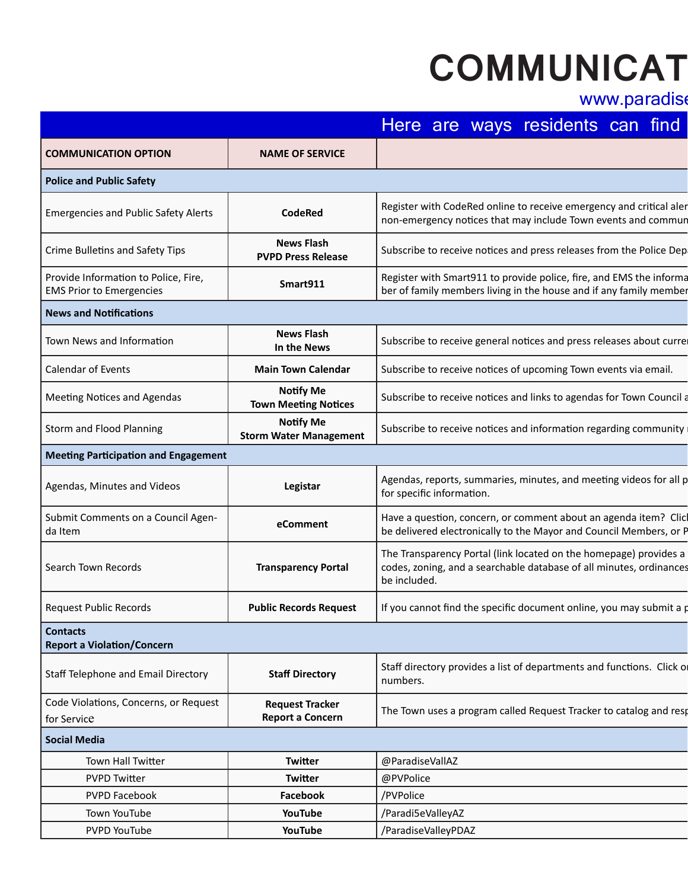# COMMUNICAT

www.paradise

Here are ways residents can find

| COMMUNICATION OPTION | NAME OF SERVICE | |
|---|---|---|
| **Police and Public Safety** | | |
| Emergencies and Public Safety Alerts | **CodeRed** | Register with CodeRed online to receive emergency and critical aler non-emergency notices that may include Town events and commun |
| Crime Bulletins and Safety Tips | **News Flash PVPD Press Release** | Subscribe to receive notices and press releases from the Police Depa |
| Provide Information to Police, Fire, EMS Prior to Emergencies | **Smart911** | Register with Smart911 to provide police, fire, and EMS the informa ber of family members living in the house and if any family member |
| **News and Notifications** | | |
| Town News and Information | **News Flash In the News** | Subscribe to receive general notices and press releases about curre |
| Calendar of Events | **Main Town Calendar** | Subscribe to receive notices of upcoming Town events via email. |
| Meeting Notices and Agendas | **Notify Me Town Meeting Notices** | Subscribe to receive notices and links to agendas for Town Council a |
| Storm and Flood Planning | **Notify Me Storm Water Management** | Subscribe to receive notices and information regarding community |
| **Meeting Participation and Engagement** | | |
| Agendas, Minutes and Videos | **Legistar** | Agendas, reports, summaries, minutes, and meeting videos for all p for specific information. |
| Submit Comments on a Council Agenda Item | **eComment** | Have a question, concern, or comment about an agenda item? Clic be delivered electronically to the Mayor and Council Members, or P |
| Search Town Records | **Transparency Portal** | The Transparency Portal (link located on the homepage) provides a codes, zoning, and a searchable database of all minutes, ordinances be included. |
| Request Public Records | **Public Records Request** | If you cannot find the specific document online, you may submit a p |
| **Contacts Report a Violation/Concern** | | |
| Staff Telephone and Email Directory | **Staff Directory** | Staff directory provides a list of departments and functions. Click o numbers. |
| Code Violations, Concerns, or Request for Service | **Request Tracker Report a Concern** | The Town uses a program called Request Tracker to catalog and resp |
| **Social Media** | | |
| Town Hall Twitter | **Twitter** | @ParadiseVallAZ |
| PVPD Twitter | **Twitter** | @PVPolice |
| PVPD Facebook | **Facebook** | /PVPolice |
| Town YouTube | **YouTube** | /Paradi5eValleyAZ |
| PVPD YouTube | **YouTube** | /ParadiseValleyPDAZ |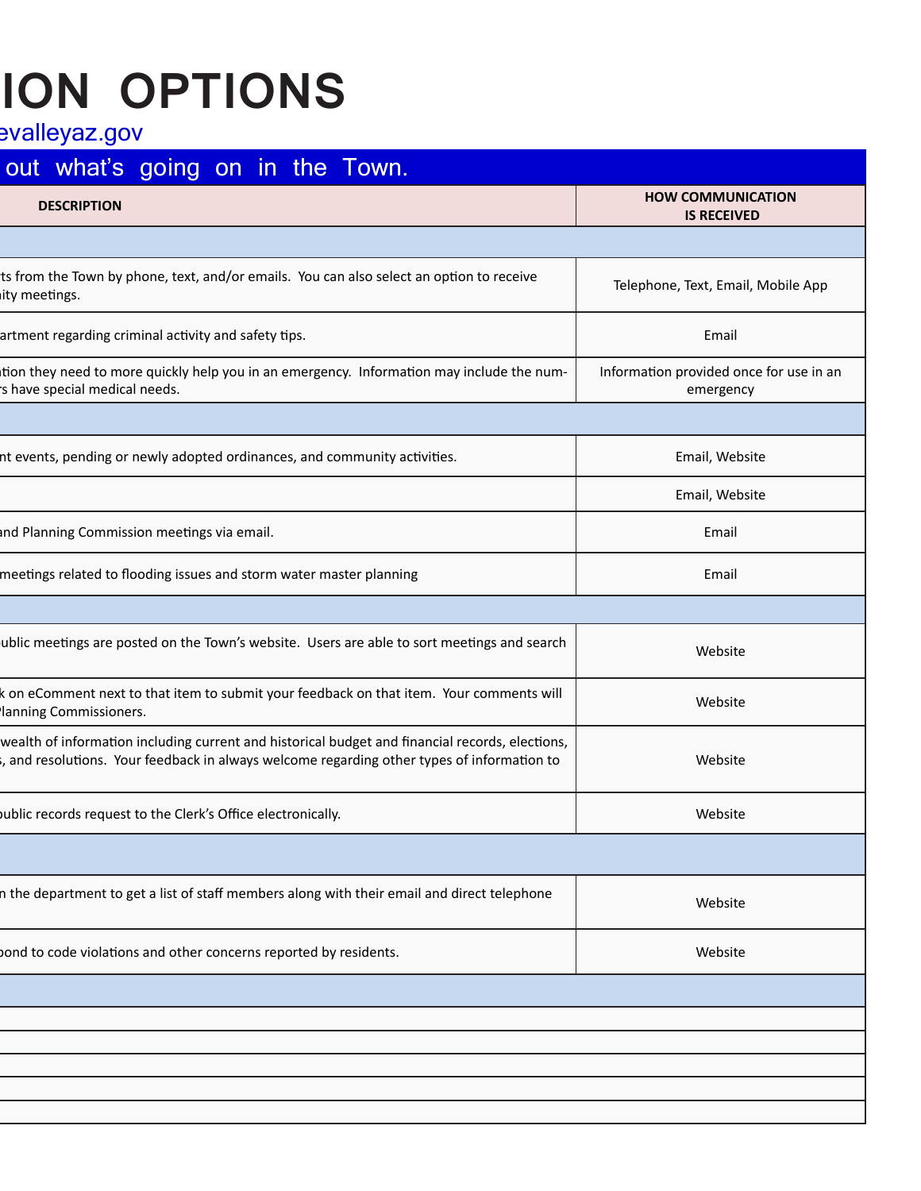# ION OPTIONS

evalleyaz.gov

out what's going on in the Town.

| DESCRIPTION | HOW COMMUNICATION IS RECEIVED |
|---|---|
| | |
| ts from the Town by phone, text, and/or emails. You can also select an option to receive ity meetings. | Telephone, Text, Email, Mobile App |
| artment regarding criminal activity and safety tips. | Email |
| ation they need to more quickly help you in an emergency. Information may include the num- rs have special medical needs. | Information provided once for use in an emergency |
| | |
| nt events, pending or newly adopted ordinances, and community activities. | Email, Website |
| | Email, Website |
| and Planning Commission meetings via email. | Email |
| meetings related to flooding issues and storm water master planning | Email |
| | |
| ublic meetings are posted on the Town's website. Users are able to sort meetings and search | Website |
| k on eComment next to that item to submit your feedback on that item. Your comments will Planning Commissioners. | Website |
| wealth of information including current and historical budget and financial records, elections, , and resolutions. Your feedback in always welcome regarding other types of information to | Website |
| ublic records request to the Clerk's Office electronically. | Website |
| | |
| n the department to get a list of staff members along with their email and direct telephone | Website |
| ond to code violations and other concerns reported by residents. | Website |
| | |
| | |
| | |
| | |
| | |
| | |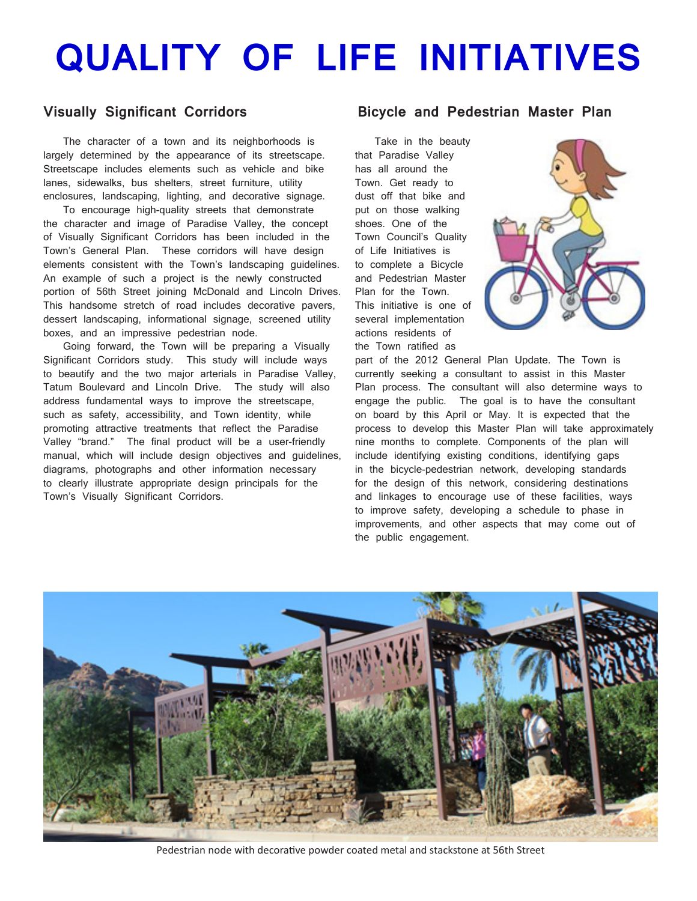# QUALITY OF LIFE INITIATIVES

## Visually Significant Corridors

The character of a town and its neighborhoods is largely determined by the appearance of its streetscape. Streetscape includes elements such as vehicle and bike lanes, sidewalks, bus shelters, street furniture, utility enclosures, landscaping, lighting, and decorative signage.

To encourage high-quality streets that demonstrate the character and image of Paradise Valley, the concept of Visually Significant Corridors has been included in the Town's General Plan. These corridors will have design elements consistent with the Town's landscaping guidelines. An example of such a project is the newly constructed portion of 56th Street joining McDonald and Lincoln Drives. This handsome stretch of road includes decorative pavers, dessert landscaping, informational signage, screened utility boxes, and an impressive pedestrian node.

Going forward, the Town will be preparing a Visually Significant Corridors study. This study will include ways to beautify and the two major arterials in Paradise Valley, Tatum Boulevard and Lincoln Drive. The study will also address fundamental ways to improve the streetscape, such as safety, accessibility, and Town identity, while promoting attractive treatments that reflect the Paradise Valley "brand." The final product will be a user-friendly manual, which will include design objectives and guidelines, diagrams, photographs and other information necessary to clearly illustrate appropriate design principals for the Town's Visually Significant Corridors.

## Bicycle and Pedestrian Master Plan

Take in the beauty that Paradise Valley has all around the Town. Get ready to dust off that bike and put on those walking shoes. One of the Town Council's Quality of Life Initiatives is to complete a Bicycle and Pedestrian Master Plan for the Town. This initiative is one of several implementation actions residents of the Town ratified as part of the 2012 General Plan Update. The Town is currently seeking a consultant to assist in this Master Plan process. The consultant will also determine ways to engage the public. The goal is to have the consultant on board by this April or May. It is expected that the process to develop this Master Plan will take approximately nine months to complete. Components of the plan will include identifying existing conditions, identifying gaps in the bicycle-pedestrian network, developing standards for the design of this network, considering destinations and linkages to encourage use of these facilities, ways to improve safety, developing a schedule to phase in improvements, and other aspects that may come out of the public engagement.

Pedestrian node with decorative powder coated metal and stackstone at 56th Street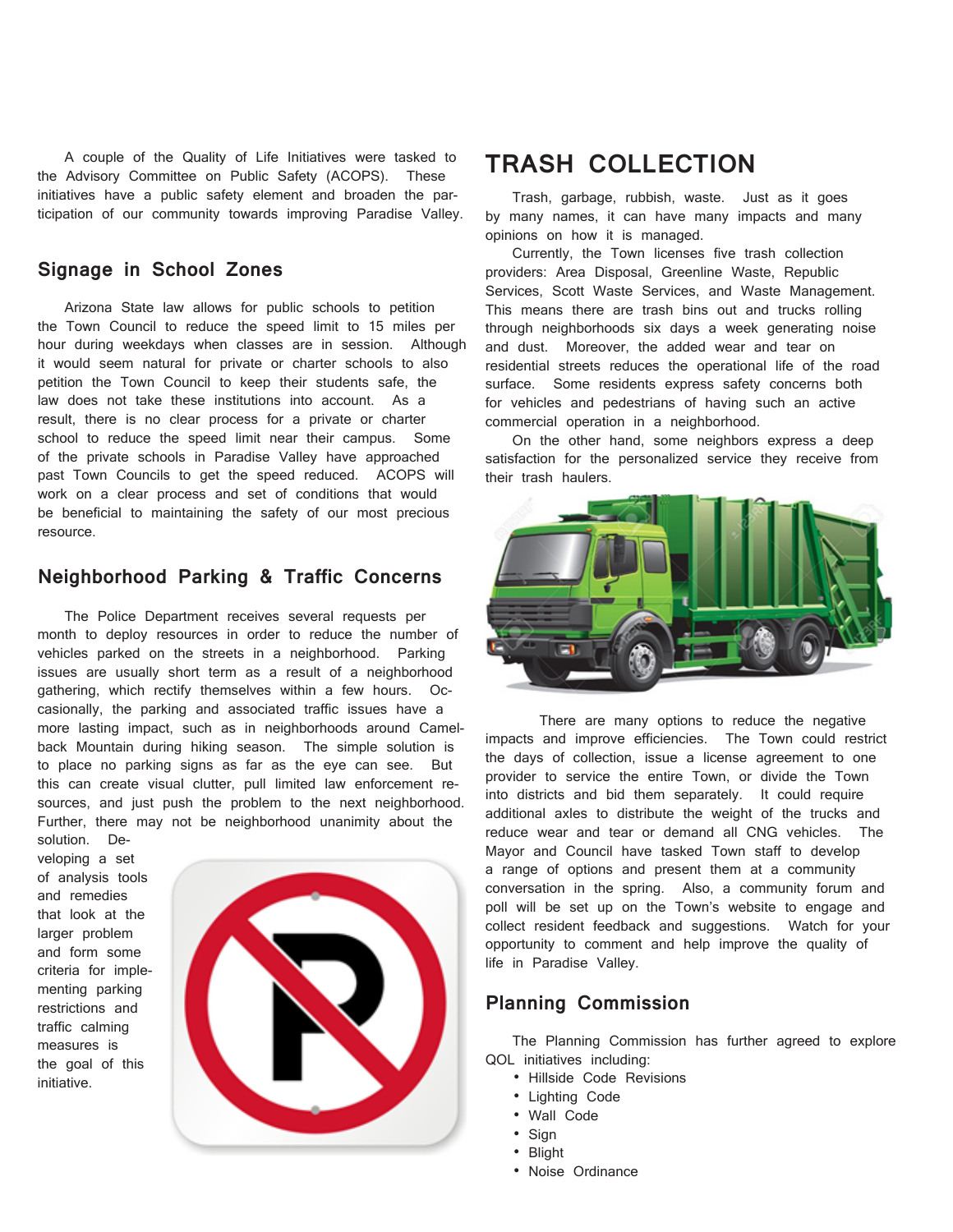A couple of the Quality of Life Initiatives were tasked to the Advisory Committee on Public Safety (ACOPS). These initiatives have a public safety element and broaden the participation of our community towards improving Paradise Valley.

## Signage in School Zones

Arizona State law allows for public schools to petition the Town Council to reduce the speed limit to 15 miles per hour during weekdays when classes are in session. Although it would seem natural for private or charter schools to also petition the Town Council to keep their students safe, the law does not take these institutions into account. As a result, there is no clear process for a private or charter school to reduce the speed limit near their campus. Some of the private schools in Paradise Valley have approached past Town Councils to get the speed reduced. ACOPS will work on a clear process and set of conditions that would be beneficial to maintaining the safety of our most precious resource.

## Neighborhood Parking & Traffic Concerns

The Police Department receives several requests per month to deploy resources in order to reduce the number of vehicles parked on the streets in a neighborhood. Parking issues are usually short term as a result of a neighborhood gathering, which rectify themselves within a few hours. Occasionally, the parking and associated traffic issues have a more lasting impact, such as in neighborhoods around Camelback Mountain during hiking season. The simple solution is to place no parking signs as far as the eye can see. But this can create visual clutter, pull limited law enforcement resources, and just push the problem to the next neighborhood. Further, there may not be neighborhood unanimity about the solution. Developing a set of analysis tools and remedies that look at the larger problem and form some criteria for implementing parking restrictions and traffic calming measures is the goal of this initiative.

# TRASH COLLECTION

Trash, garbage, rubbish, waste. Just as it goes by many names, it can have many impacts and many opinions on how it is managed.

Currently, the Town licenses five trash collection providers: Area Disposal, Greenline Waste, Republic Services, Scott Waste Services, and Waste Management. This means there are trash bins out and trucks rolling through neighborhoods six days a week generating noise and dust. Moreover, the added wear and tear on residential streets reduces the operational life of the road surface. Some residents express safety concerns both for vehicles and pedestrians of having such an active commercial operation in a neighborhood.

On the other hand, some neighbors express a deep satisfaction for the personalized service they receive from their trash haulers.

There are many options to reduce the negative impacts and improve efficiencies. The Town could restrict the days of collection, issue a license agreement to one provider to service the entire Town, or divide the Town into districts and bid them separately. It could require additional axles to distribute the weight of the trucks and reduce wear and tear or demand all CNG vehicles. The Mayor and Council have tasked Town staff to develop a range of options and present them at a community conversation in the spring. Also, a community forum and poll will be set up on the Town's website to engage and collect resident feedback and suggestions. Watch for your opportunity to comment and help improve the quality of life in Paradise Valley.

## Planning Commission

The Planning Commission has further agreed to explore QOL initiatives including:

- Hillside Code Revisions
- Lighting Code
- Wall Code
- Sign
- Blight
- Noise Ordinance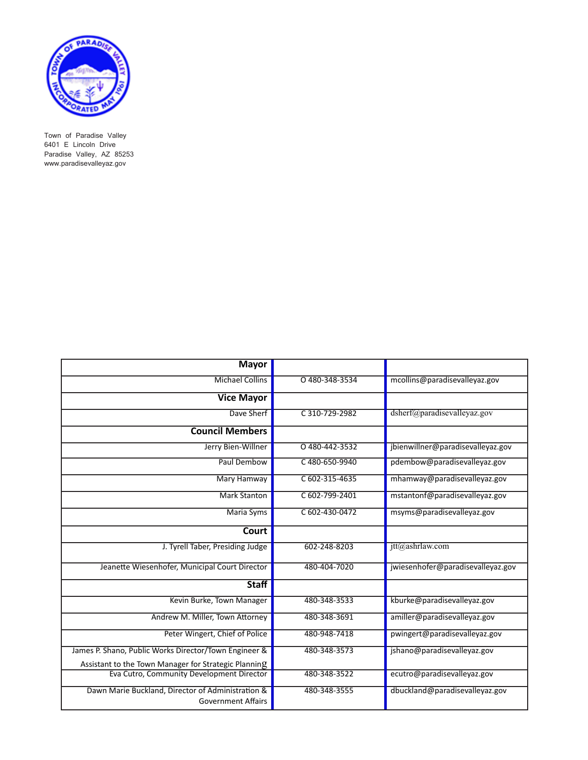Town of Paradise Valley
6401 E Lincoln Drive
Paradise Valley, AZ 85253
www.paradisevalleyaz.gov

| | | |
|---|---|---|
| **Mayor** | | |
| Michael Collins | O 480-348-3534 | mcollins@paradisevalleyaz.gov |
| **Vice Mayor** | | |
| Dave Sherf | C 310-729-2982 | dsherf@paradisevalleyaz.gov |
| **Council Members** | | |
| Jerry Bien-Willner | O 480-442-3532 | jbienwillner@paradisevalleyaz.gov |
| Paul Dembow | C 480-650-9940 | pdembow@paradisevalleyaz.gov |
| Mary Hamway | C 602-315-4635 | mhamway@paradisevalleyaz.gov |
| Mark Stanton | C 602-799-2401 | mstantonf@paradisevalleyaz.gov |
| Maria Syms | C 602-430-0472 | msyms@paradisevalleyaz.gov |
| **Court** | | |
| J. Tyrell Taber, Presiding Judge | 602-248-8203 | jtt@ashrlaw.com |
| Jeanette Wiesenhofer, Municipal Court Director | 480-404-7020 | jwiesenhofer@paradisevalleyaz.gov |
| **Staff** | | |
| Kevin Burke, Town Manager | 480-348-3533 | kburke@paradisevalleyaz.gov |
| Andrew M. Miller, Town Attorney | 480-348-3691 | amiller@paradisevalleyaz.gov |
| Peter Wingert, Chief of Police | 480-948-7418 | pwingert@paradisevalleyaz.gov |
| James P. Shano, Public Works Director/Town Engineer & Assistant to the Town Manager for Strategic Planning | 480-348-3573 | jshano@paradisevalleyaz.gov |
| Eva Cutro, Community Development Director | 480-348-3522 | ecutro@paradisevalleyaz.gov |
| Dawn Marie Buckland, Director of Administration & Government Affairs | 480-348-3555 | dbuckland@paradisevalleyaz.gov |